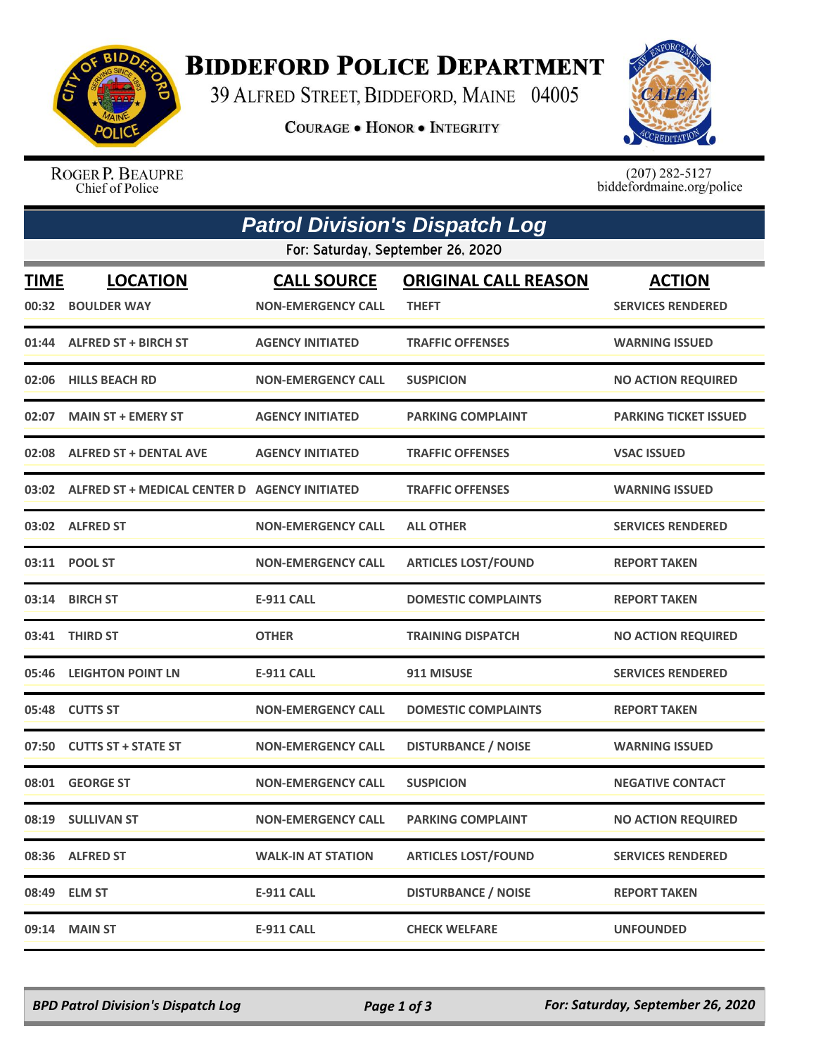# Biddeford Police Department

39 Alfred Street, Biddeford, Maine 04005

Courage • Honor • Integrity

Roger P. Beaupre
Chief of Police

(207) 282-5127
biddefordmaine.org/police

## Patrol Division's Dispatch Log

For: Saturday, September 26, 2020

| TIME | LOCATION | CALL SOURCE | ORIGINAL CALL REASON | ACTION |
|---|---|---|---|---|
| 00:32 | BOULDER WAY | NON-EMERGENCY CALL | THEFT | SERVICES RENDERED |
| 01:44 | ALFRED ST + BIRCH ST | AGENCY INITIATED | TRAFFIC OFFENSES | WARNING ISSUED |
| 02:06 | HILLS BEACH RD | NON-EMERGENCY CALL | SUSPICION | NO ACTION REQUIRED |
| 02:07 | MAIN ST + EMERY ST | AGENCY INITIATED | PARKING COMPLAINT | PARKING TICKET ISSUED |
| 02:08 | ALFRED ST + DENTAL AVE | AGENCY INITIATED | TRAFFIC OFFENSES | VSAC ISSUED |
| 03:02 | ALFRED ST + MEDICAL CENTER D | AGENCY INITIATED | TRAFFIC OFFENSES | WARNING ISSUED |
| 03:02 | ALFRED ST | NON-EMERGENCY CALL | ALL OTHER | SERVICES RENDERED |
| 03:11 | POOL ST | NON-EMERGENCY CALL | ARTICLES LOST/FOUND | REPORT TAKEN |
| 03:14 | BIRCH ST | E-911 CALL | DOMESTIC COMPLAINTS | REPORT TAKEN |
| 03:41 | THIRD ST | OTHER | TRAINING DISPATCH | NO ACTION REQUIRED |
| 05:46 | LEIGHTON POINT LN | E-911 CALL | 911 MISUSE | SERVICES RENDERED |
| 05:48 | CUTTS ST | NON-EMERGENCY CALL | DOMESTIC COMPLAINTS | REPORT TAKEN |
| 07:50 | CUTTS ST + STATE ST | NON-EMERGENCY CALL | DISTURBANCE / NOISE | WARNING ISSUED |
| 08:01 | GEORGE ST | NON-EMERGENCY CALL | SUSPICION | NEGATIVE CONTACT |
| 08:19 | SULLIVAN ST | NON-EMERGENCY CALL | PARKING COMPLAINT | NO ACTION REQUIRED |
| 08:36 | ALFRED ST | WALK-IN AT STATION | ARTICLES LOST/FOUND | SERVICES RENDERED |
| 08:49 | ELM ST | E-911 CALL | DISTURBANCE / NOISE | REPORT TAKEN |
| 09:14 | MAIN ST | E-911 CALL | CHECK WELFARE | UNFOUNDED |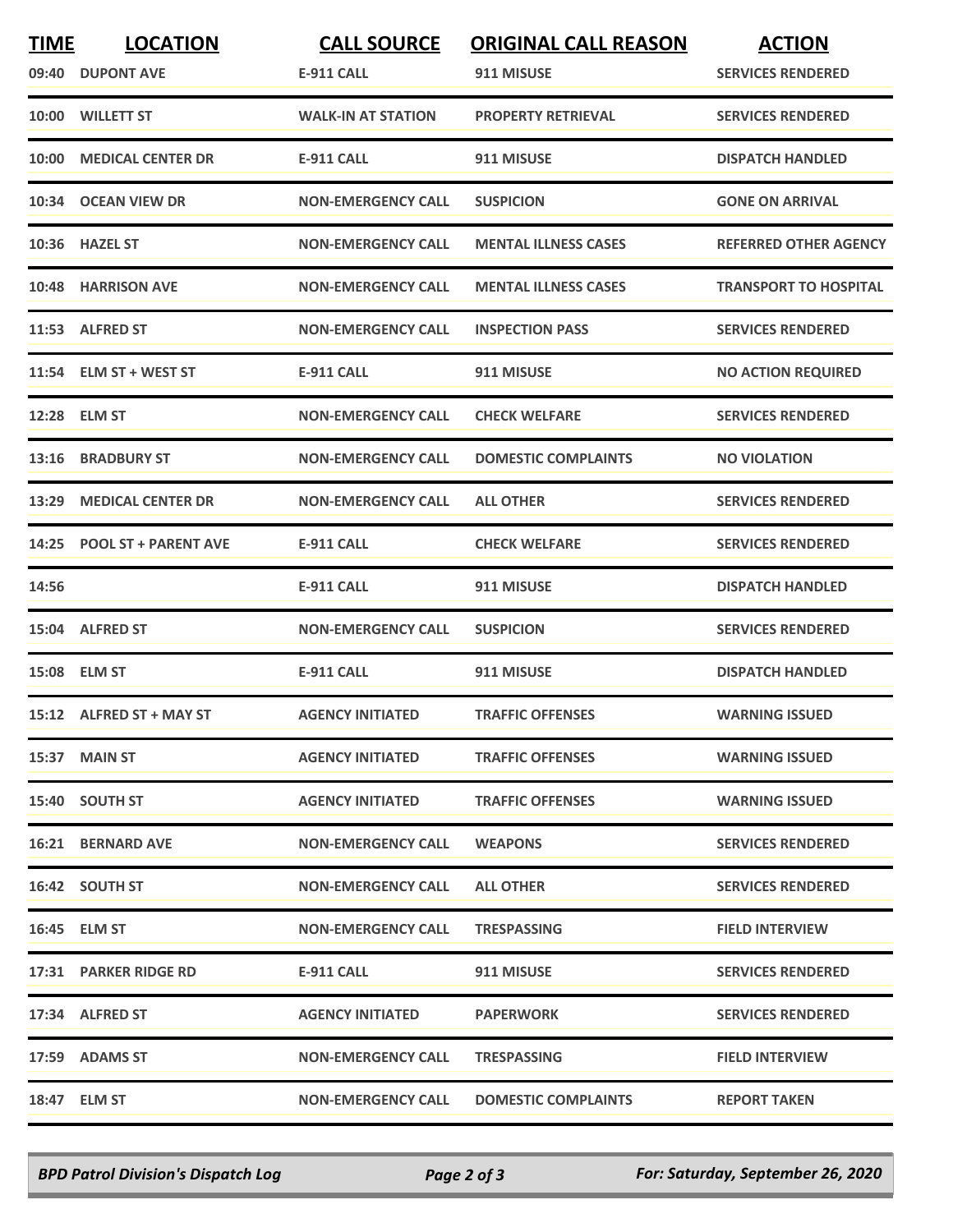| TIME | LOCATION | CALL SOURCE | ORIGINAL CALL REASON | ACTION |
|---|---|---|---|---|
| 09:40 | DUPONT AVE | E-911 CALL | 911 MISUSE | SERVICES RENDERED |
| 10:00 | WILLETT ST | WALK-IN AT STATION | PROPERTY RETRIEVAL | SERVICES RENDERED |
| 10:00 | MEDICAL CENTER DR | E-911 CALL | 911 MISUSE | DISPATCH HANDLED |
| 10:34 | OCEAN VIEW DR | NON-EMERGENCY CALL | SUSPICION | GONE ON ARRIVAL |
| 10:36 | HAZEL ST | NON-EMERGENCY CALL | MENTAL ILLNESS CASES | REFERRED OTHER AGENCY |
| 10:48 | HARRISON AVE | NON-EMERGENCY CALL | MENTAL ILLNESS CASES | TRANSPORT TO HOSPITAL |
| 11:53 | ALFRED ST | NON-EMERGENCY CALL | INSPECTION PASS | SERVICES RENDERED |
| 11:54 | ELM ST + WEST ST | E-911 CALL | 911 MISUSE | NO ACTION REQUIRED |
| 12:28 | ELM ST | NON-EMERGENCY CALL | CHECK WELFARE | SERVICES RENDERED |
| 13:16 | BRADBURY ST | NON-EMERGENCY CALL | DOMESTIC COMPLAINTS | NO VIOLATION |
| 13:29 | MEDICAL CENTER DR | NON-EMERGENCY CALL | ALL OTHER | SERVICES RENDERED |
| 14:25 | POOL ST + PARENT AVE | E-911 CALL | CHECK WELFARE | SERVICES RENDERED |
| 14:56 | | E-911 CALL | 911 MISUSE | DISPATCH HANDLED |
| 15:04 | ALFRED ST | NON-EMERGENCY CALL | SUSPICION | SERVICES RENDERED |
| 15:08 | ELM ST | E-911 CALL | 911 MISUSE | DISPATCH HANDLED |
| 15:12 | ALFRED ST + MAY ST | AGENCY INITIATED | TRAFFIC OFFENSES | WARNING ISSUED |
| 15:37 | MAIN ST | AGENCY INITIATED | TRAFFIC OFFENSES | WARNING ISSUED |
| 15:40 | SOUTH ST | AGENCY INITIATED | TRAFFIC OFFENSES | WARNING ISSUED |
| 16:21 | BERNARD AVE | NON-EMERGENCY CALL | WEAPONS | SERVICES RENDERED |
| 16:42 | SOUTH ST | NON-EMERGENCY CALL | ALL OTHER | SERVICES RENDERED |
| 16:45 | ELM ST | NON-EMERGENCY CALL | TRESPASSING | FIELD INTERVIEW |
| 17:31 | PARKER RIDGE RD | E-911 CALL | 911 MISUSE | SERVICES RENDERED |
| 17:34 | ALFRED ST | AGENCY INITIATED | PAPERWORK | SERVICES RENDERED |
| 17:59 | ADAMS ST | NON-EMERGENCY CALL | TRESPASSING | FIELD INTERVIEW |
| 18:47 | ELM ST | NON-EMERGENCY CALL | DOMESTIC COMPLAINTS | REPORT TAKEN |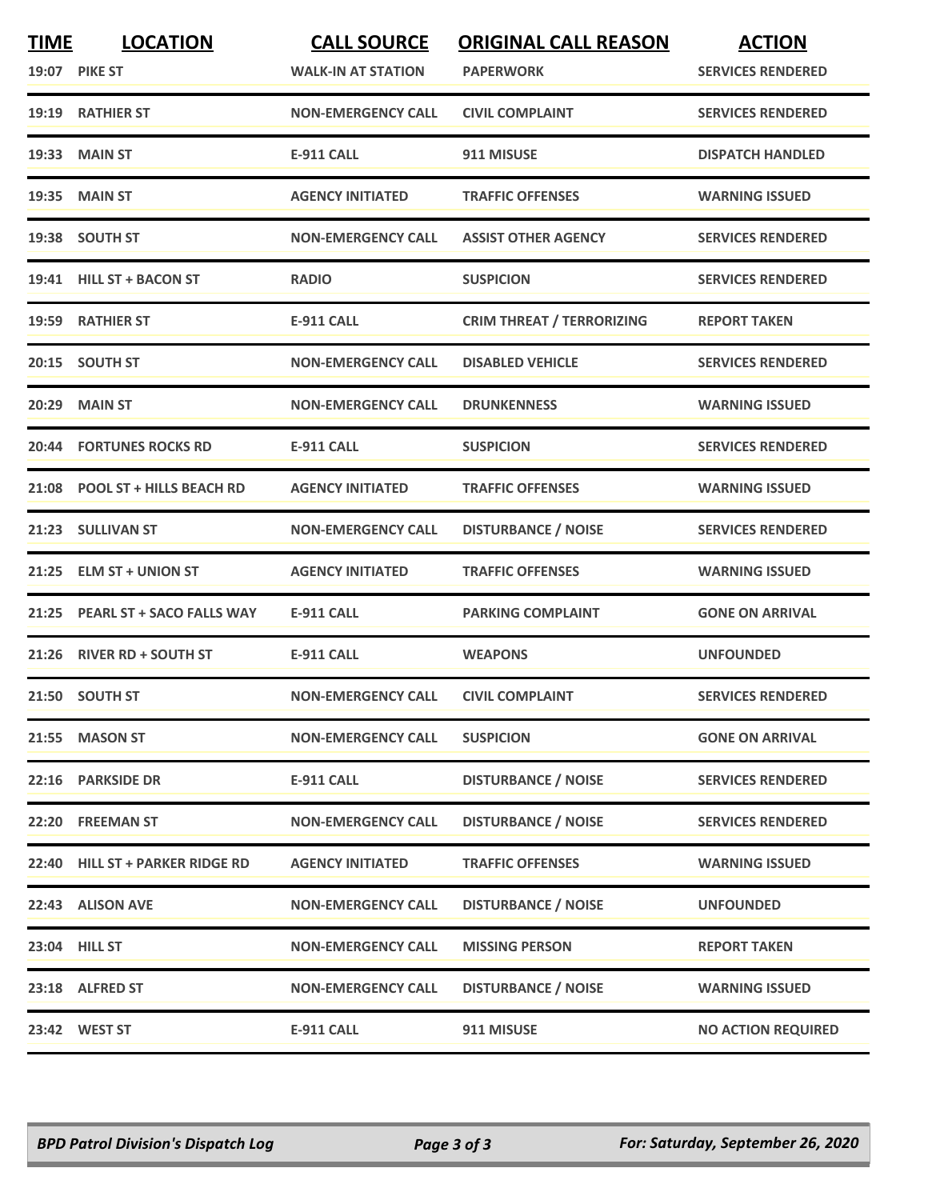| TIME | LOCATION | CALL SOURCE | ORIGINAL CALL REASON | ACTION |
|---|---|---|---|---|
| 19:07 | PIKE ST | WALK-IN AT STATION | PAPERWORK | SERVICES RENDERED |
| 19:19 | RATHIER ST | NON-EMERGENCY CALL | CIVIL COMPLAINT | SERVICES RENDERED |
| 19:33 | MAIN ST | E-911 CALL | 911 MISUSE | DISPATCH HANDLED |
| 19:35 | MAIN ST | AGENCY INITIATED | TRAFFIC OFFENSES | WARNING ISSUED |
| 19:38 | SOUTH ST | NON-EMERGENCY CALL | ASSIST OTHER AGENCY | SERVICES RENDERED |
| 19:41 | HILL ST + BACON ST | RADIO | SUSPICION | SERVICES RENDERED |
| 19:59 | RATHIER ST | E-911 CALL | CRIM THREAT / TERRORIZING | REPORT TAKEN |
| 20:15 | SOUTH ST | NON-EMERGENCY CALL | DISABLED VEHICLE | SERVICES RENDERED |
| 20:29 | MAIN ST | NON-EMERGENCY CALL | DRUNKENNESS | WARNING ISSUED |
| 20:44 | FORTUNES ROCKS RD | E-911 CALL | SUSPICION | SERVICES RENDERED |
| 21:08 | POOL ST + HILLS BEACH RD | AGENCY INITIATED | TRAFFIC OFFENSES | WARNING ISSUED |
| 21:23 | SULLIVAN ST | NON-EMERGENCY CALL | DISTURBANCE / NOISE | SERVICES RENDERED |
| 21:25 | ELM ST + UNION ST | AGENCY INITIATED | TRAFFIC OFFENSES | WARNING ISSUED |
| 21:25 | PEARL ST + SACO FALLS WAY | E-911 CALL | PARKING COMPLAINT | GONE ON ARRIVAL |
| 21:26 | RIVER RD + SOUTH ST | E-911 CALL | WEAPONS | UNFOUNDED |
| 21:50 | SOUTH ST | NON-EMERGENCY CALL | CIVIL COMPLAINT | SERVICES RENDERED |
| 21:55 | MASON ST | NON-EMERGENCY CALL | SUSPICION | GONE ON ARRIVAL |
| 22:16 | PARKSIDE DR | E-911 CALL | DISTURBANCE / NOISE | SERVICES RENDERED |
| 22:20 | FREEMAN ST | NON-EMERGENCY CALL | DISTURBANCE / NOISE | SERVICES RENDERED |
| 22:40 | HILL ST + PARKER RIDGE RD | AGENCY INITIATED | TRAFFIC OFFENSES | WARNING ISSUED |
| 22:43 | ALISON AVE | NON-EMERGENCY CALL | DISTURBANCE / NOISE | UNFOUNDED |
| 23:04 | HILL ST | NON-EMERGENCY CALL | MISSING PERSON | REPORT TAKEN |
| 23:18 | ALFRED ST | NON-EMERGENCY CALL | DISTURBANCE / NOISE | WARNING ISSUED |
| 23:42 | WEST ST | E-911 CALL | 911 MISUSE | NO ACTION REQUIRED |